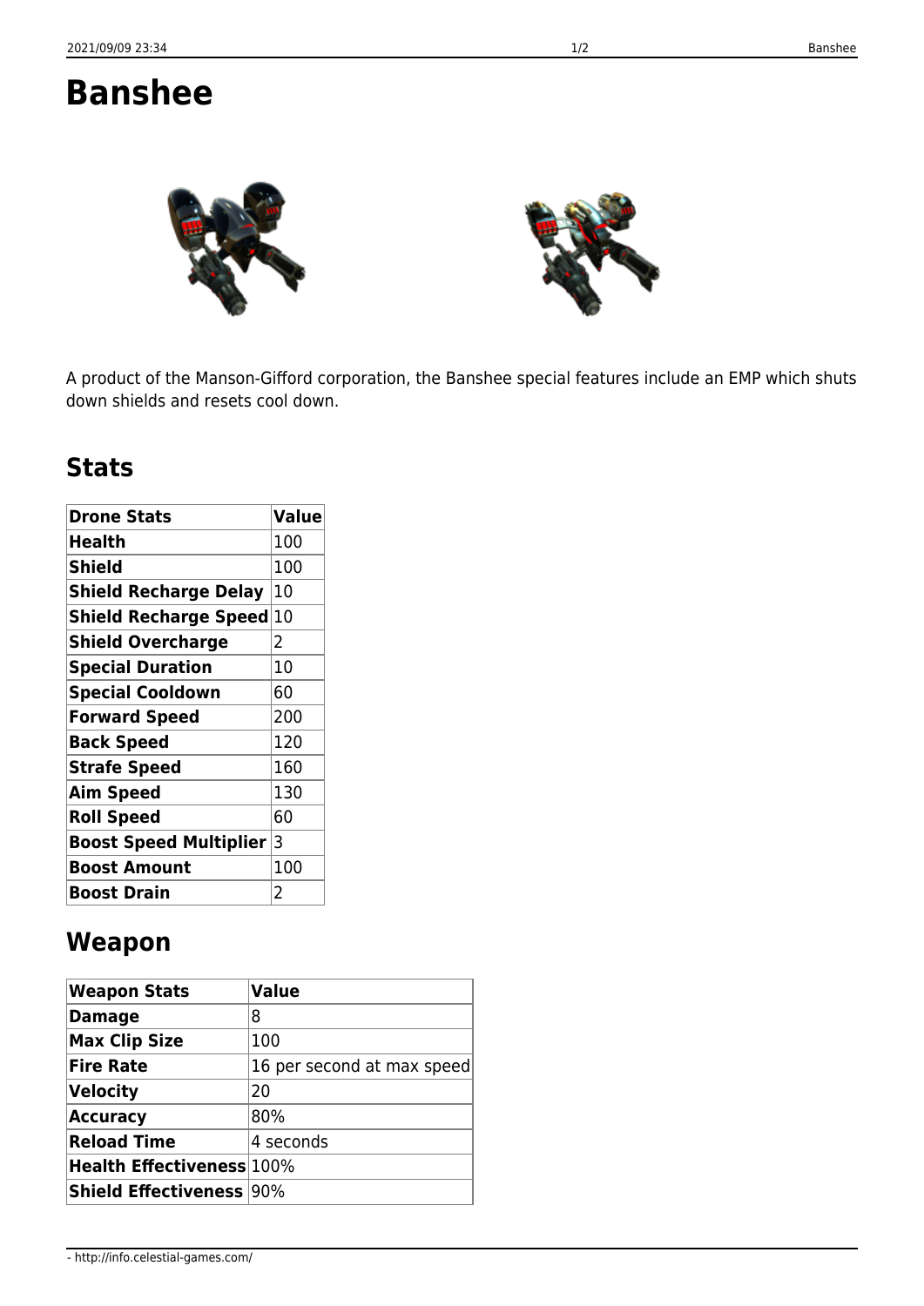# Banshee

A product of the Manson-Gifford corporation, the Banshee special features include an EMP which shuts down shields and resets cool down.

## Stats

| Drone Stats | Value |
|---|---|
| Health | 100 |
| Shield | 100 |
| Shield Recharge Delay | 10 |
| Shield Recharge Speed | 10 |
| Shield Overcharge | 2 |
| Special Duration | 10 |
| Special Cooldown | 60 |
| Forward Speed | 200 |
| Back Speed | 120 |
| Strafe Speed | 160 |
| Aim Speed | 130 |
| Roll Speed | 60 |
| Boost Speed Multiplier | 3 |
| Boost Amount | 100 |
| Boost Drain | 2 |

## Weapon

| Weapon Stats | Value |
|---|---|
| Damage | 8 |
| Max Clip Size | 100 |
| Fire Rate | 16 per second at max speed |
| Velocity | 20 |
| Accuracy | 80% |
| Reload Time | 4 seconds |
| Health Effectiveness | 100% |
| Shield Effectiveness | 90% |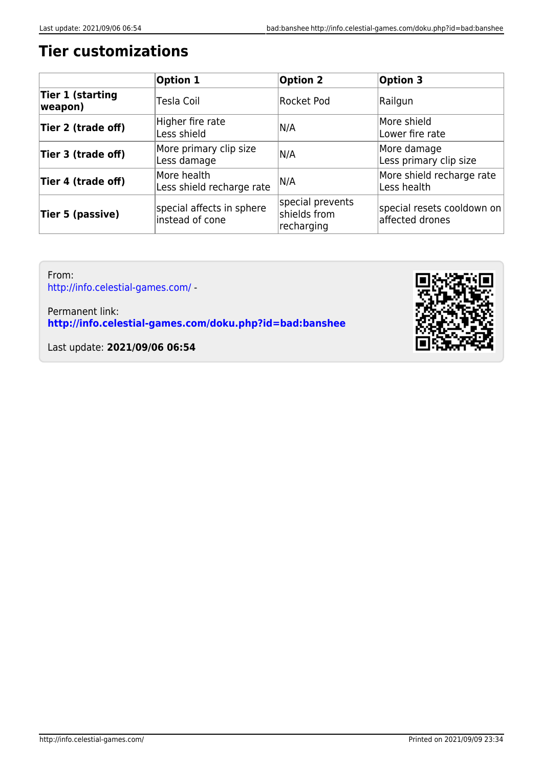## Tier customizations

| | Option 1 | Option 2 | Option 3 |
|---|---|---|---|
| **Tier 1 (starting weapon)** | Tesla Coil | Rocket Pod | Railgun |
| **Tier 2 (trade off)** | Higher fire rate<br>Less shield | N/A | More shield<br>Lower fire rate |
| **Tier 3 (trade off)** | More primary clip size<br>Less damage | N/A | More damage<br>Less primary clip size |
| **Tier 4 (trade off)** | More health<br>Less shield recharge rate | N/A | More shield recharge rate<br>Less health |
| **Tier 5 (passive)** | special affects in sphere instead of cone | special prevents shields from recharging | special resets cooldown on affected drones |

From:
http://info.celestial-games.com/ -

Permanent link:
**http://info.celestial-games.com/doku.php?id=bad:banshee**

Last update: **2021/09/06 06:54**